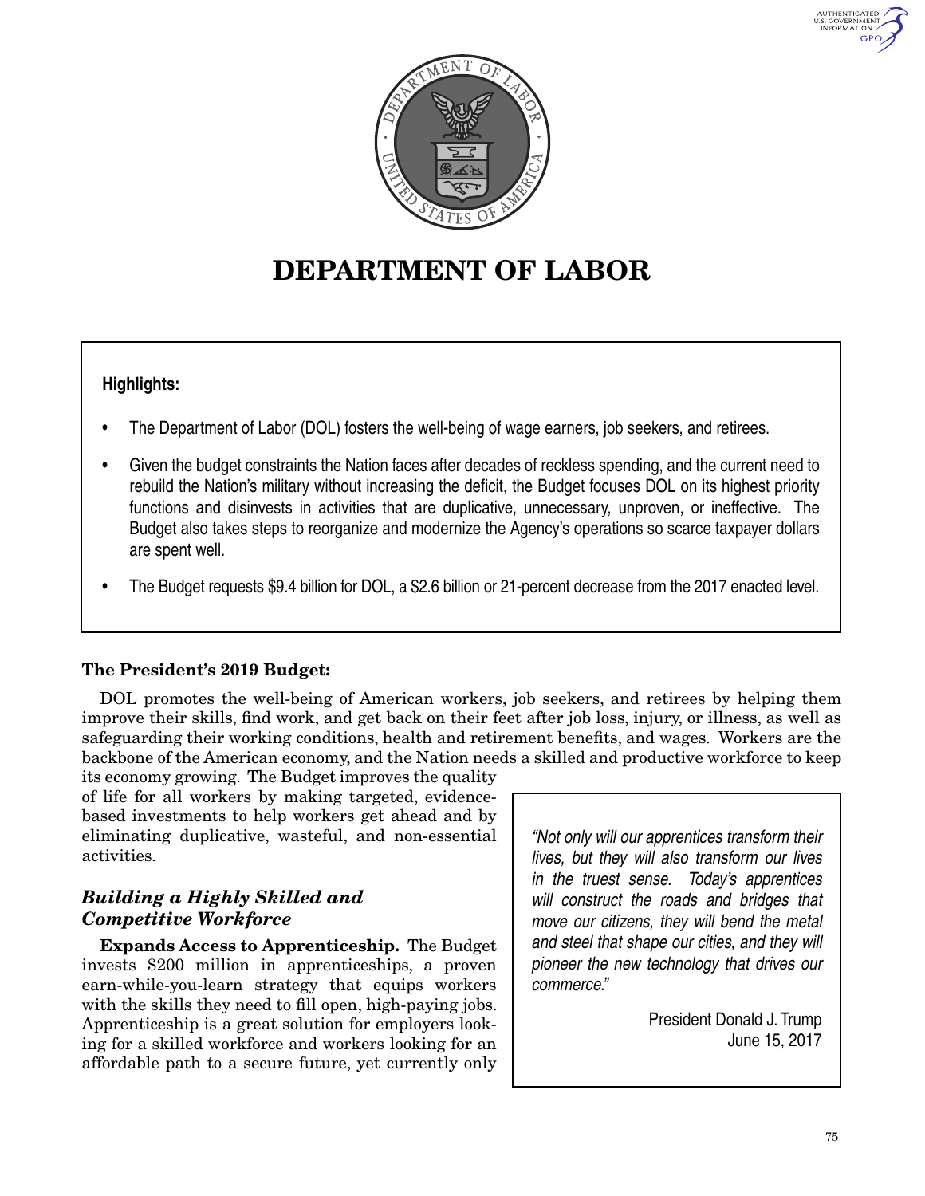# DEPARTMENT OF LABOR

**Highlights:**

- The Department of Labor (DOL) fosters the well-being of wage earners, job seekers, and retirees.
- Given the budget constraints the Nation faces after decades of reckless spending, and the current need to rebuild the Nation's military without increasing the deficit, the Budget focuses DOL on its highest priority functions and disinvests in activities that are duplicative, unnecessary, unproven, or ineffective. The Budget also takes steps to reorganize and modernize the Agency's operations so scarce taxpayer dollars are spent well.
- The Budget requests $9.4 billion for DOL, a $2.6 billion or 21-percent decrease from the 2017 enacted level.

**The President's 2019 Budget:**

DOL promotes the well-being of American workers, job seekers, and retirees by helping them improve their skills, find work, and get back on their feet after job loss, injury, or illness, as well as safeguarding their working conditions, health and retirement benefits, and wages. Workers are the backbone of the American economy, and the Nation needs a skilled and productive workforce to keep its economy growing. The Budget improves the quality of life for all workers by making targeted, evidence-based investments to help workers get ahead and by eliminating duplicative, wasteful, and non-essential activities.

> *"Not only will our apprentices transform their lives, but they will also transform our lives in the truest sense. Today's apprentices will construct the roads and bridges that move our citizens, they will bend the metal and steel that shape our cities, and they will pioneer the new technology that drives our commerce."*
>
> President Donald J. Trump
> June 15, 2017

### *Building a Highly Skilled and Competitive Workforce*

**Expands Access to Apprenticeship.** The Budget invests $200 million in apprenticeships, a proven earn-while-you-learn strategy that equips workers with the skills they need to fill open, high-paying jobs. Apprenticeship is a great solution for employers looking for a skilled workforce and workers looking for an affordable path to a secure future, yet currently only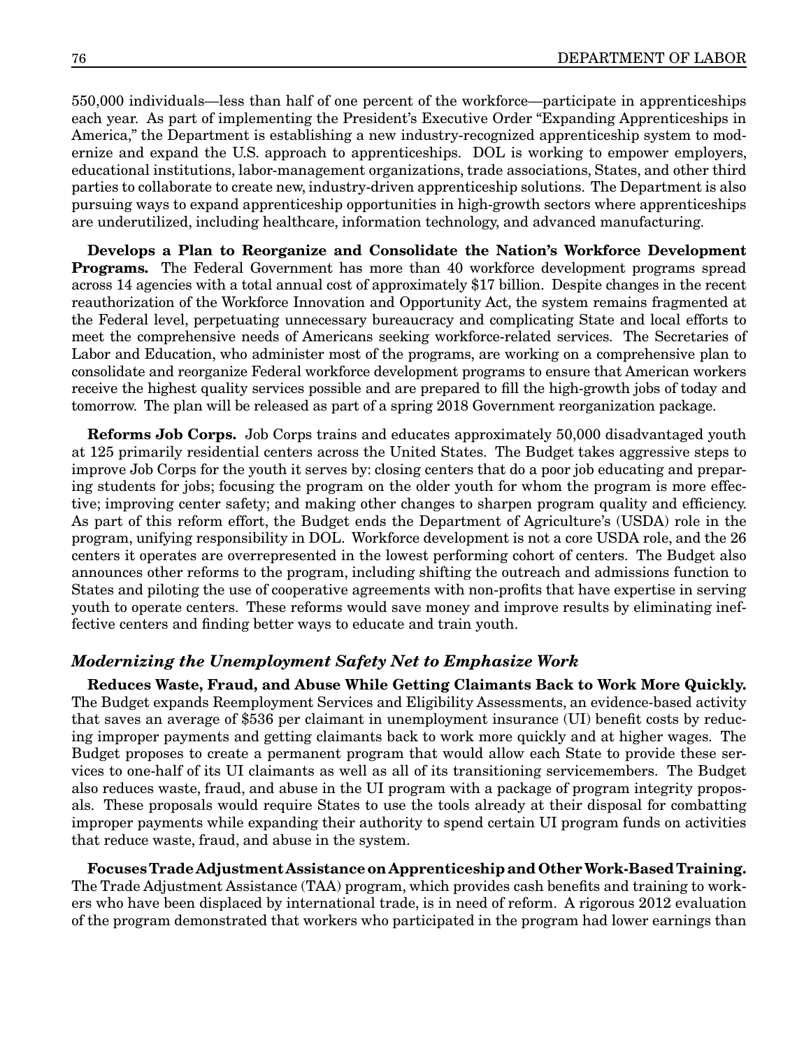550,000 individuals—less than half of one percent of the workforce—participate in apprenticeships each year. As part of implementing the President's Executive Order "Expanding Apprenticeships in America," the Department is establishing a new industry-recognized apprenticeship system to modernize and expand the U.S. approach to apprenticeships. DOL is working to empower employers, educational institutions, labor-management organizations, trade associations, States, and other third parties to collaborate to create new, industry-driven apprenticeship solutions. The Department is also pursuing ways to expand apprenticeship opportunities in high-growth sectors where apprenticeships are underutilized, including healthcare, information technology, and advanced manufacturing.

**Develops a Plan to Reorganize and Consolidate the Nation's Workforce Development Programs.** The Federal Government has more than 40 workforce development programs spread across 14 agencies with a total annual cost of approximately $17 billion. Despite changes in the recent reauthorization of the Workforce Innovation and Opportunity Act, the system remains fragmented at the Federal level, perpetuating unnecessary bureaucracy and complicating State and local efforts to meet the comprehensive needs of Americans seeking workforce-related services. The Secretaries of Labor and Education, who administer most of the programs, are working on a comprehensive plan to consolidate and reorganize Federal workforce development programs to ensure that American workers receive the highest quality services possible and are prepared to fill the high-growth jobs of today and tomorrow. The plan will be released as part of a spring 2018 Government reorganization package.

**Reforms Job Corps.** Job Corps trains and educates approximately 50,000 disadvantaged youth at 125 primarily residential centers across the United States. The Budget takes aggressive steps to improve Job Corps for the youth it serves by: closing centers that do a poor job educating and preparing students for jobs; focusing the program on the older youth for whom the program is more effective; improving center safety; and making other changes to sharpen program quality and efficiency. As part of this reform effort, the Budget ends the Department of Agriculture's (USDA) role in the program, unifying responsibility in DOL. Workforce development is not a core USDA role, and the 26 centers it operates are overrepresented in the lowest performing cohort of centers. The Budget also announces other reforms to the program, including shifting the outreach and admissions function to States and piloting the use of cooperative agreements with non-profits that have expertise in serving youth to operate centers. These reforms would save money and improve results by eliminating ineffective centers and finding better ways to educate and train youth.

### *Modernizing the Unemployment Safety Net to Emphasize Work*

**Reduces Waste, Fraud, and Abuse While Getting Claimants Back to Work More Quickly.** The Budget expands Reemployment Services and Eligibility Assessments, an evidence-based activity that saves an average of $536 per claimant in unemployment insurance (UI) benefit costs by reducing improper payments and getting claimants back to work more quickly and at higher wages. The Budget proposes to create a permanent program that would allow each State to provide these services to one-half of its UI claimants as well as all of its transitioning servicemembers. The Budget also reduces waste, fraud, and abuse in the UI program with a package of program integrity proposals. These proposals would require States to use the tools already at their disposal for combatting improper payments while expanding their authority to spend certain UI program funds on activities that reduce waste, fraud, and abuse in the system.

**Focuses Trade Adjustment Assistance on Apprenticeship and Other Work-Based Training.** The Trade Adjustment Assistance (TAA) program, which provides cash benefits and training to workers who have been displaced by international trade, is in need of reform. A rigorous 2012 evaluation of the program demonstrated that workers who participated in the program had lower earnings than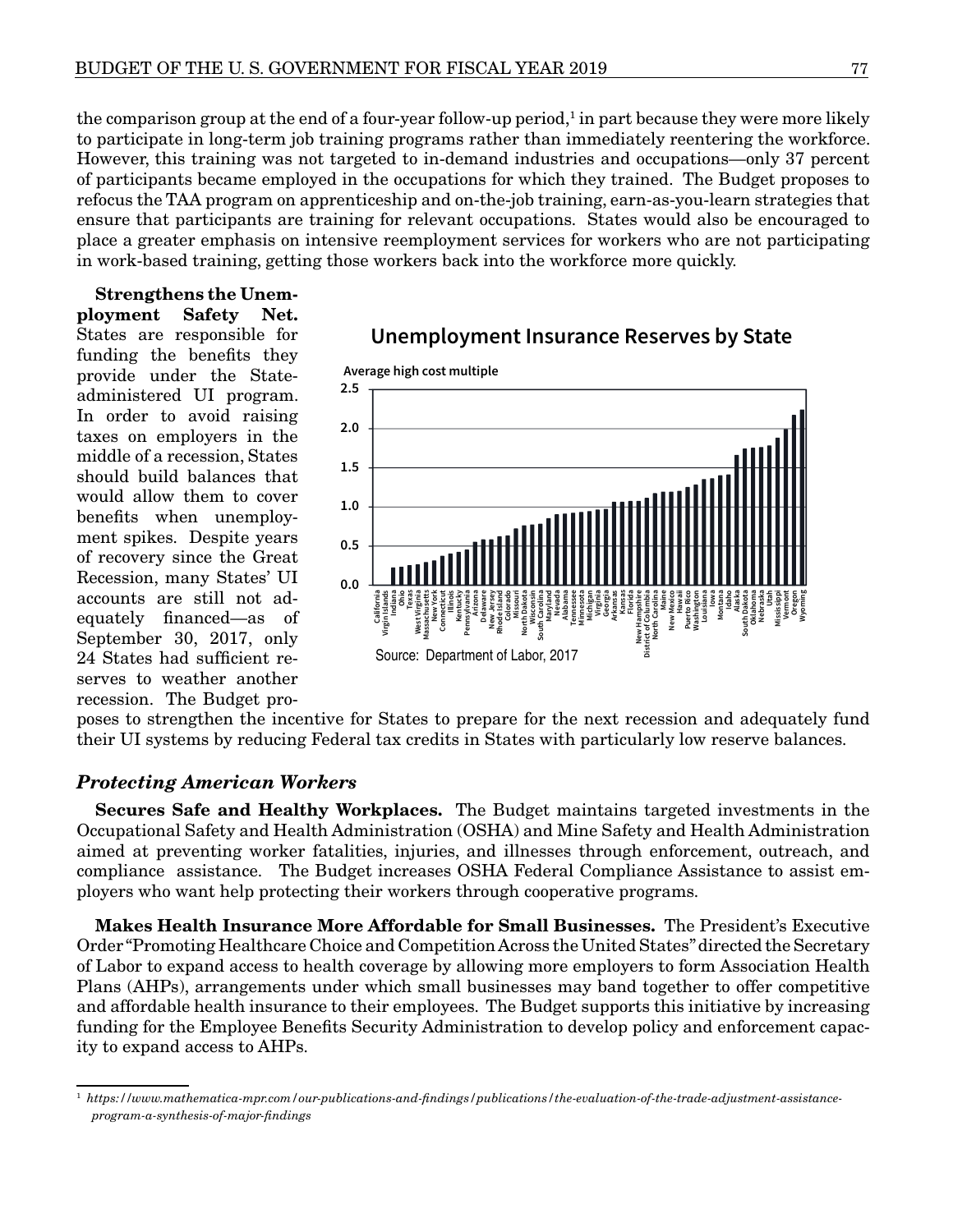the comparison group at the end of a four-year follow-up period,[1] in part because they were more likely to participate in long-term job training programs rather than immediately reentering the workforce. However, this training was not targeted to in-demand industries and occupations—only 37 percent of participants became employed in the occupations for which they trained. The Budget proposes to refocus the TAA program on apprenticeship and on-the-job training, earn-as-you-learn strategies that ensure that participants are training for relevant occupations. States would also be encouraged to place a greater emphasis on intensive reemployment services for workers who are not participating in work-based training, getting those workers back into the workforce more quickly.

**Strengthens the Unemployment Safety Net.** States are responsible for funding the benefits they provide under the State-administered UI program. In order to avoid raising taxes on employers in the middle of a recession, States should build balances that would allow them to cover benefits when unemployment spikes. Despite years of recovery since the Great Recession, many States' UI accounts are still not adequately financed—as of September 30, 2017, only 24 States had sufficient reserves to weather another recession. The Budget proposes to strengthen the incentive for States to prepare for the next recession and adequately fund their UI systems by reducing Federal tax credits in States with particularly low reserve balances.

**Unemployment Insurance Reserves by State**

Average high cost multiple

Source: Department of Labor, 2017

### *Protecting American Workers*

**Secures Safe and Healthy Workplaces.** The Budget maintains targeted investments in the Occupational Safety and Health Administration (OSHA) and Mine Safety and Health Administration aimed at preventing worker fatalities, injuries, and illnesses through enforcement, outreach, and compliance assistance. The Budget increases OSHA Federal Compliance Assistance to assist employers who want help protecting their workers through cooperative programs.

**Makes Health Insurance More Affordable for Small Businesses.** The President's Executive Order "Promoting Healthcare Choice and Competition Across the United States" directed the Secretary of Labor to expand access to health coverage by allowing more employers to form Association Health Plans (AHPs), arrangements under which small businesses may band together to offer competitive and affordable health insurance to their employees. The Budget supports this initiative by increasing funding for the Employee Benefits Security Administration to develop policy and enforcement capacity to expand access to AHPs.

---

[1] *https://www.mathematica-mpr.com/our-publications-and-findings/publications/the-evaluation-of-the-trade-adjustment-assistance-program-a-synthesis-of-major-findings*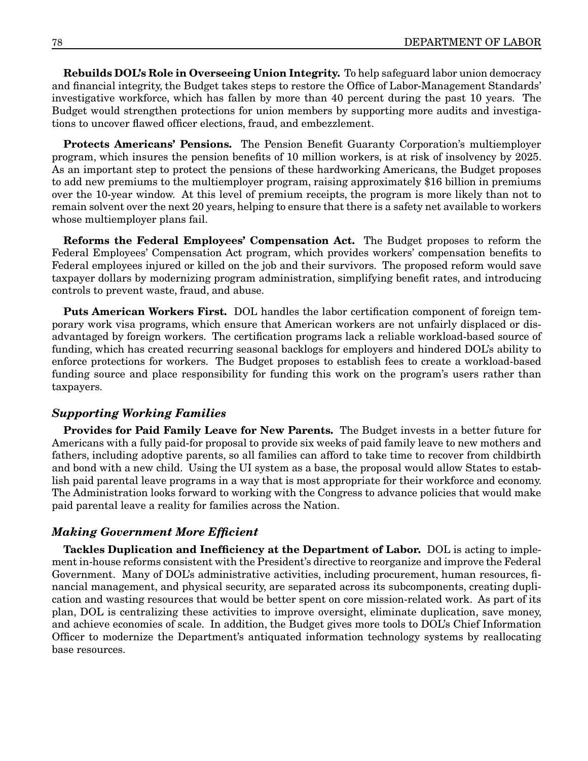**Rebuilds DOL's Role in Overseeing Union Integrity.** To help safeguard labor union democracy and financial integrity, the Budget takes steps to restore the Office of Labor-Management Standards' investigative workforce, which has fallen by more than 40 percent during the past 10 years. The Budget would strengthen protections for union members by supporting more audits and investigations to uncover flawed officer elections, fraud, and embezzlement.

**Protects Americans' Pensions.** The Pension Benefit Guaranty Corporation's multiemployer program, which insures the pension benefits of 10 million workers, is at risk of insolvency by 2025. As an important step to protect the pensions of these hardworking Americans, the Budget proposes to add new premiums to the multiemployer program, raising approximately $16 billion in premiums over the 10-year window. At this level of premium receipts, the program is more likely than not to remain solvent over the next 20 years, helping to ensure that there is a safety net available to workers whose multiemployer plans fail.

**Reforms the Federal Employees' Compensation Act.** The Budget proposes to reform the Federal Employees' Compensation Act program, which provides workers' compensation benefits to Federal employees injured or killed on the job and their survivors. The proposed reform would save taxpayer dollars by modernizing program administration, simplifying benefit rates, and introducing controls to prevent waste, fraud, and abuse.

**Puts American Workers First.** DOL handles the labor certification component of foreign temporary work visa programs, which ensure that American workers are not unfairly displaced or disadvantaged by foreign workers. The certification programs lack a reliable workload-based source of funding, which has created recurring seasonal backlogs for employers and hindered DOL's ability to enforce protections for workers. The Budget proposes to establish fees to create a workload-based funding source and place responsibility for funding this work on the program's users rather than taxpayers.

### *Supporting Working Families*

**Provides for Paid Family Leave for New Parents.** The Budget invests in a better future for Americans with a fully paid-for proposal to provide six weeks of paid family leave to new mothers and fathers, including adoptive parents, so all families can afford to take time to recover from childbirth and bond with a new child. Using the UI system as a base, the proposal would allow States to establish paid parental leave programs in a way that is most appropriate for their workforce and economy. The Administration looks forward to working with the Congress to advance policies that would make paid parental leave a reality for families across the Nation.

### *Making Government More Efficient*

**Tackles Duplication and Inefficiency at the Department of Labor.** DOL is acting to implement in-house reforms consistent with the President's directive to reorganize and improve the Federal Government. Many of DOL's administrative activities, including procurement, human resources, financial management, and physical security, are separated across its subcomponents, creating duplication and wasting resources that would be better spent on core mission-related work. As part of its plan, DOL is centralizing these activities to improve oversight, eliminate duplication, save money, and achieve economies of scale. In addition, the Budget gives more tools to DOL's Chief Information Officer to modernize the Department's antiquated information technology systems by reallocating base resources.